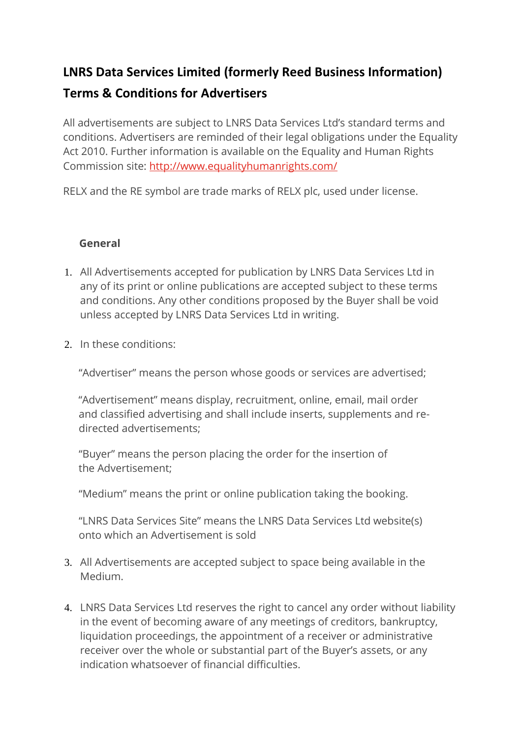# LNRS Data Services Limited (formerly Reed Business Information) Terms & Conditions for Advertisers

All advertisements are subject to LNRS Data Services Ltd's standard terms and conditions. Advertisers are reminded of their legal obligations under the Equality Act 2010. Further information is available on the Equality and Human Rights Commission site: [http://www.equalityhumanrights.com/](http://www.equalityhumanrights.com/)

RELX and the RE symbol are trade marks of RELX plc, used under license.

## General

1. All Advertisements accepted for publication by LNRS Data Services Ltd in any of its print or online publications are accepted subject to these terms and conditions. Any other conditions proposed by the Buyer shall be void unless accepted by LNRS Data Services Ltd in writing.

2. In these conditions:

   "Advertiser" means the person whose goods or services are advertised;

   "Advertisement" means display, recruitment, online, email, mail order and classified advertising and shall include inserts, supplements and re-directed advertisements;

   "Buyer" means the person placing the order for the insertion of the Advertisement;

   "Medium" means the print or online publication taking the booking.

   "LNRS Data Services Site" means the LNRS Data Services Ltd website(s) onto which an Advertisement is sold

3. All Advertisements are accepted subject to space being available in the Medium.

4. LNRS Data Services Ltd reserves the right to cancel any order without liability in the event of becoming aware of any meetings of creditors, bankruptcy, liquidation proceedings, the appointment of a receiver or administrative receiver over the whole or substantial part of the Buyer's assets, or any indication whatsoever of financial difficulties.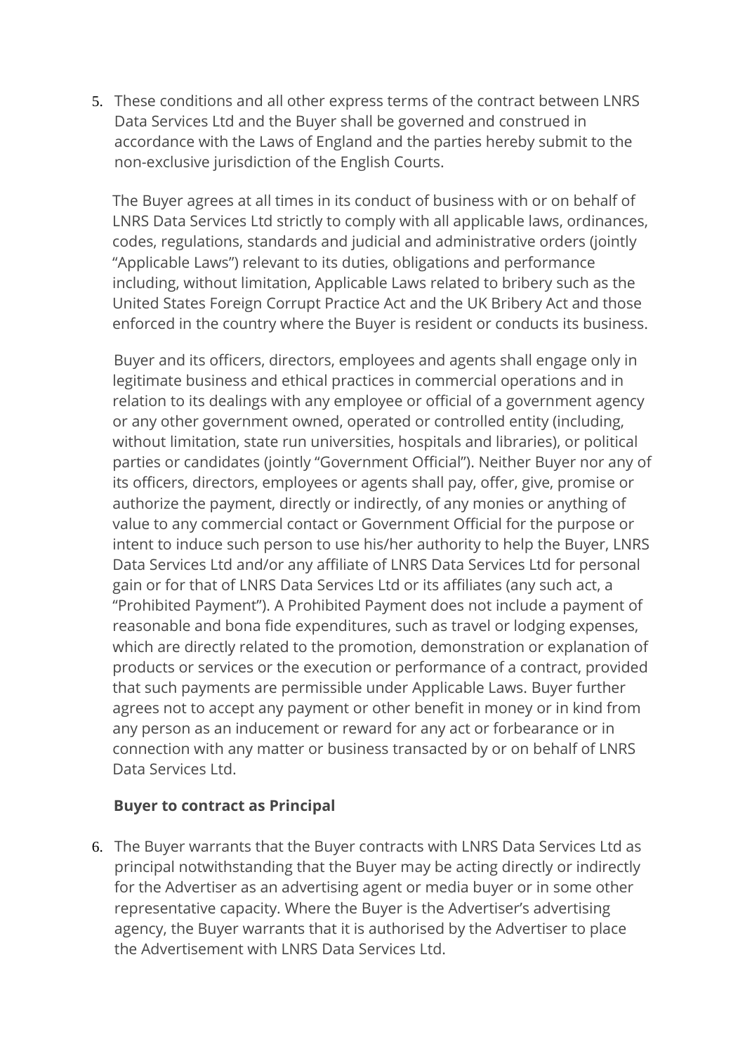5. These conditions and all other express terms of the contract between LNRS Data Services Ltd and the Buyer shall be governed and construed in accordance with the Laws of England and the parties hereby submit to the non-exclusive jurisdiction of the English Courts.

   The Buyer agrees at all times in its conduct of business with or on behalf of LNRS Data Services Ltd strictly to comply with all applicable laws, ordinances, codes, regulations, standards and judicial and administrative orders (jointly "Applicable Laws") relevant to its duties, obligations and performance including, without limitation, Applicable Laws related to bribery such as the United States Foreign Corrupt Practice Act and the UK Bribery Act and those enforced in the country where the Buyer is resident or conducts its business.

   Buyer and its officers, directors, employees and agents shall engage only in legitimate business and ethical practices in commercial operations and in relation to its dealings with any employee or official of a government agency or any other government owned, operated or controlled entity (including, without limitation, state run universities, hospitals and libraries), or political parties or candidates (jointly "Government Official"). Neither Buyer nor any of its officers, directors, employees or agents shall pay, offer, give, promise or authorize the payment, directly or indirectly, of any monies or anything of value to any commercial contact or Government Official for the purpose or intent to induce such person to use his/her authority to help the Buyer, LNRS Data Services Ltd and/or any affiliate of LNRS Data Services Ltd for personal gain or for that of LNRS Data Services Ltd or its affiliates (any such act, a "Prohibited Payment"). A Prohibited Payment does not include a payment of reasonable and bona fide expenditures, such as travel or lodging expenses, which are directly related to the promotion, demonstration or explanation of products or services or the execution or performance of a contract, provided that such payments are permissible under Applicable Laws. Buyer further agrees not to accept any payment or other benefit in money or in kind from any person as an inducement or reward for any act or forbearance or in connection with any matter or business transacted by or on behalf of LNRS Data Services Ltd.

**Buyer to contract as Principal**

6. The Buyer warrants that the Buyer contracts with LNRS Data Services Ltd as principal notwithstanding that the Buyer may be acting directly or indirectly for the Advertiser as an advertising agent or media buyer or in some other representative capacity. Where the Buyer is the Advertiser's advertising agency, the Buyer warrants that it is authorised by the Advertiser to place the Advertisement with LNRS Data Services Ltd.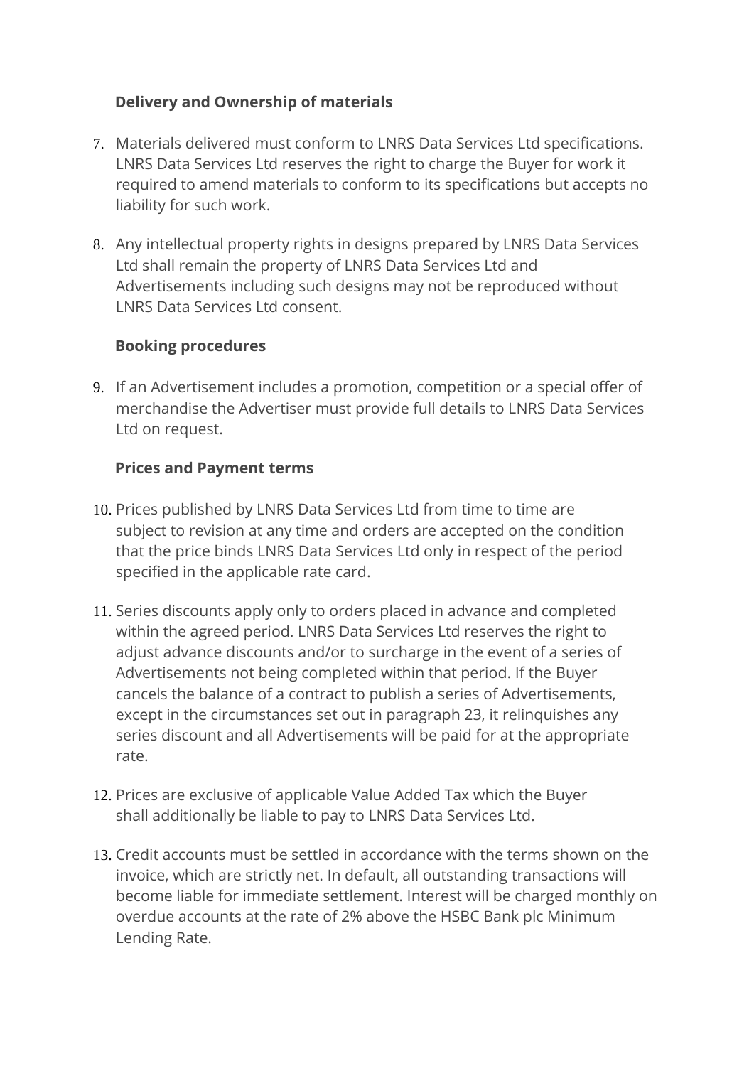**Delivery and Ownership of materials**

7. Materials delivered must conform to LNRS Data Services Ltd specifications. LNRS Data Services Ltd reserves the right to charge the Buyer for work it required to amend materials to conform to its specifications but accepts no liability for such work.

8. Any intellectual property rights in designs prepared by LNRS Data Services Ltd shall remain the property of LNRS Data Services Ltd and Advertisements including such designs may not be reproduced without LNRS Data Services Ltd consent.

**Booking procedures**

9. If an Advertisement includes a promotion, competition or a special offer of merchandise the Advertiser must provide full details to LNRS Data Services Ltd on request.

**Prices and Payment terms**

10. Prices published by LNRS Data Services Ltd from time to time are subject to revision at any time and orders are accepted on the condition that the price binds LNRS Data Services Ltd only in respect of the period specified in the applicable rate card.

11. Series discounts apply only to orders placed in advance and completed within the agreed period. LNRS Data Services Ltd reserves the right to adjust advance discounts and/or to surcharge in the event of a series of Advertisements not being completed within that period. If the Buyer cancels the balance of a contract to publish a series of Advertisements, except in the circumstances set out in paragraph 23, it relinquishes any series discount and all Advertisements will be paid for at the appropriate rate.

12. Prices are exclusive of applicable Value Added Tax which the Buyer shall additionally be liable to pay to LNRS Data Services Ltd.

13. Credit accounts must be settled in accordance with the terms shown on the invoice, which are strictly net. In default, all outstanding transactions will become liable for immediate settlement. Interest will be charged monthly on overdue accounts at the rate of 2% above the HSBC Bank plc Minimum Lending Rate.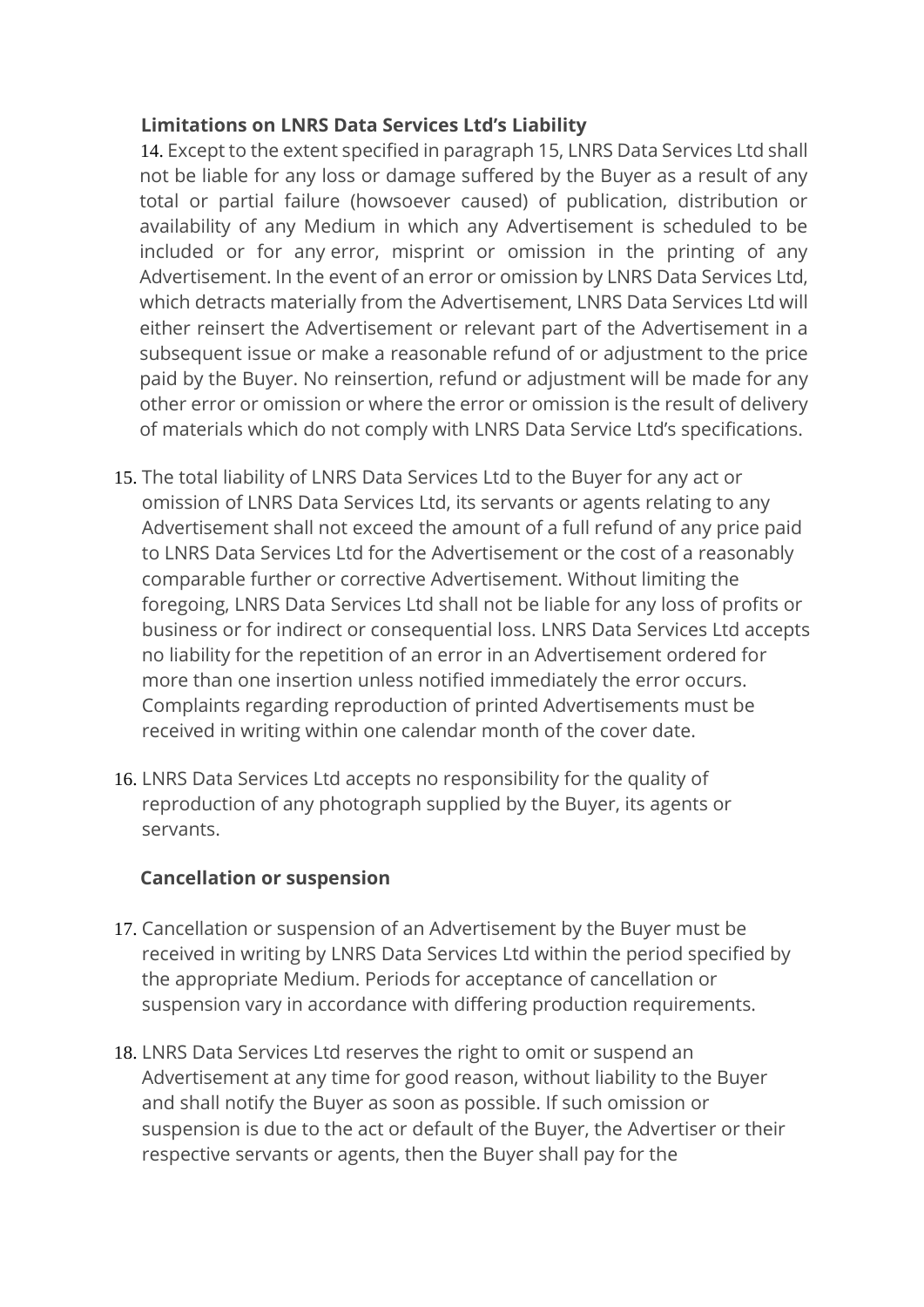**Limitations on LNRS Data Services Ltd's Liability**

14. Except to the extent specified in paragraph 15, LNRS Data Services Ltd shall not be liable for any loss or damage suffered by the Buyer as a result of any total or partial failure (howsoever caused) of publication, distribution or availability of any Medium in which any Advertisement is scheduled to be included or for any error, misprint or omission in the printing of any Advertisement. In the event of an error or omission by LNRS Data Services Ltd, which detracts materially from the Advertisement, LNRS Data Services Ltd will either reinsert the Advertisement or relevant part of the Advertisement in a subsequent issue or make a reasonable refund of or adjustment to the price paid by the Buyer. No reinsertion, refund or adjustment will be made for any other error or omission or where the error or omission is the result of delivery of materials which do not comply with LNRS Data Service Ltd's specifications.

15. The total liability of LNRS Data Services Ltd to the Buyer for any act or omission of LNRS Data Services Ltd, its servants or agents relating to any Advertisement shall not exceed the amount of a full refund of any price paid to LNRS Data Services Ltd for the Advertisement or the cost of a reasonably comparable further or corrective Advertisement. Without limiting the foregoing, LNRS Data Services Ltd shall not be liable for any loss of profits or business or for indirect or consequential loss. LNRS Data Services Ltd accepts no liability for the repetition of an error in an Advertisement ordered for more than one insertion unless notified immediately the error occurs. Complaints regarding reproduction of printed Advertisements must be received in writing within one calendar month of the cover date.

16. LNRS Data Services Ltd accepts no responsibility for the quality of reproduction of any photograph supplied by the Buyer, its agents or servants.

**Cancellation or suspension**

17. Cancellation or suspension of an Advertisement by the Buyer must be received in writing by LNRS Data Services Ltd within the period specified by the appropriate Medium. Periods for acceptance of cancellation or suspension vary in accordance with differing production requirements.

18. LNRS Data Services Ltd reserves the right to omit or suspend an Advertisement at any time for good reason, without liability to the Buyer and shall notify the Buyer as soon as possible. If such omission or suspension is due to the act or default of the Buyer, the Advertiser or their respective servants or agents, then the Buyer shall pay for the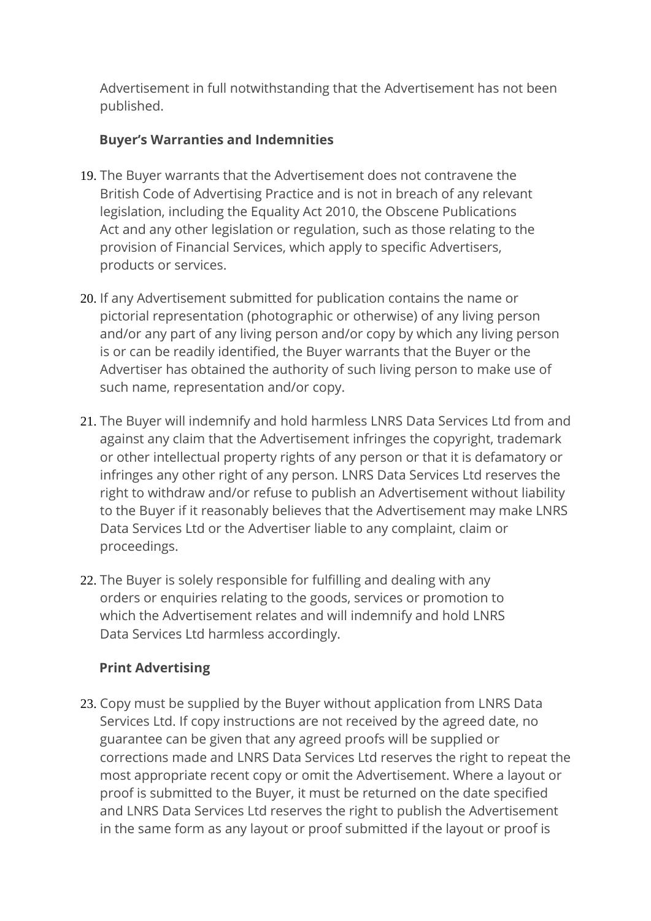Advertisement in full notwithstanding that the Advertisement has not been published.

**Buyer's Warranties and Indemnities**

19. The Buyer warrants that the Advertisement does not contravene the British Code of Advertising Practice and is not in breach of any relevant legislation, including the Equality Act 2010, the Obscene Publications Act and any other legislation or regulation, such as those relating to the provision of Financial Services, which apply to specific Advertisers, products or services.

20. If any Advertisement submitted for publication contains the name or pictorial representation (photographic or otherwise) of any living person and/or any part of any living person and/or copy by which any living person is or can be readily identified, the Buyer warrants that the Buyer or the Advertiser has obtained the authority of such living person to make use of such name, representation and/or copy.

21. The Buyer will indemnify and hold harmless LNRS Data Services Ltd from and against any claim that the Advertisement infringes the copyright, trademark or other intellectual property rights of any person or that it is defamatory or infringes any other right of any person. LNRS Data Services Ltd reserves the right to withdraw and/or refuse to publish an Advertisement without liability to the Buyer if it reasonably believes that the Advertisement may make LNRS Data Services Ltd or the Advertiser liable to any complaint, claim or proceedings.

22. The Buyer is solely responsible for fulfilling and dealing with any orders or enquiries relating to the goods, services or promotion to which the Advertisement relates and will indemnify and hold LNRS Data Services Ltd harmless accordingly.

**Print Advertising**

23. Copy must be supplied by the Buyer without application from LNRS Data Services Ltd. If copy instructions are not received by the agreed date, no guarantee can be given that any agreed proofs will be supplied or corrections made and LNRS Data Services Ltd reserves the right to repeat the most appropriate recent copy or omit the Advertisement. Where a layout or proof is submitted to the Buyer, it must be returned on the date specified and LNRS Data Services Ltd reserves the right to publish the Advertisement in the same form as any layout or proof submitted if the layout or proof is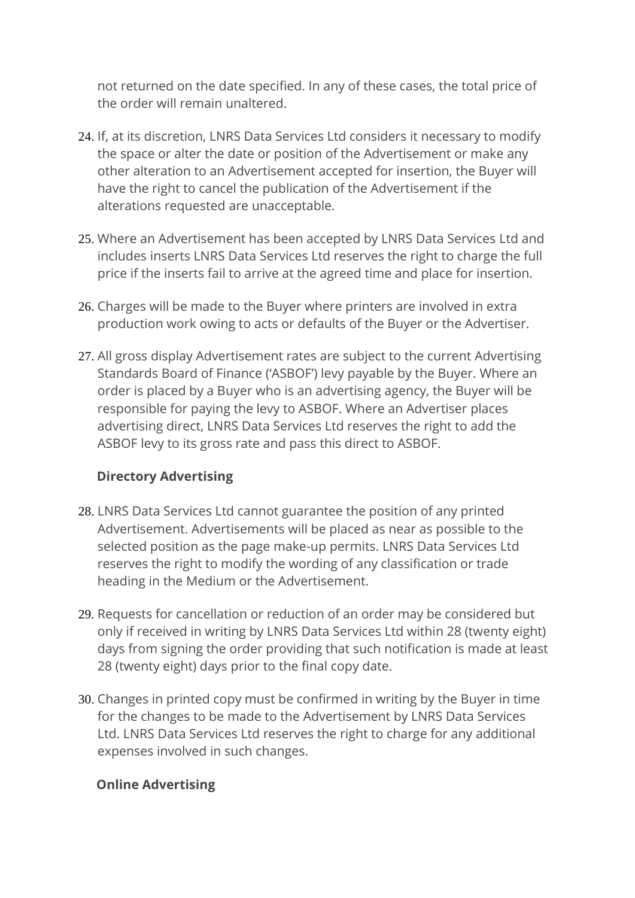not returned on the date specified. In any of these cases, the total price of the order will remain unaltered.

24. If, at its discretion, LNRS Data Services Ltd considers it necessary to modify the space or alter the date or position of the Advertisement or make any other alteration to an Advertisement accepted for insertion, the Buyer will have the right to cancel the publication of the Advertisement if the alterations requested are unacceptable.

25. Where an Advertisement has been accepted by LNRS Data Services Ltd and includes inserts LNRS Data Services Ltd reserves the right to charge the full price if the inserts fail to arrive at the agreed time and place for insertion.

26. Charges will be made to the Buyer where printers are involved in extra production work owing to acts or defaults of the Buyer or the Advertiser.

27. All gross display Advertisement rates are subject to the current Advertising Standards Board of Finance ('ASBOF') levy payable by the Buyer. Where an order is placed by a Buyer who is an advertising agency, the Buyer will be responsible for paying the levy to ASBOF. Where an Advertiser places advertising direct, LNRS Data Services Ltd reserves the right to add the ASBOF levy to its gross rate and pass this direct to ASBOF.

**Directory Advertising**

28. LNRS Data Services Ltd cannot guarantee the position of any printed Advertisement. Advertisements will be placed as near as possible to the selected position as the page make-up permits. LNRS Data Services Ltd reserves the right to modify the wording of any classification or trade heading in the Medium or the Advertisement.

29. Requests for cancellation or reduction of an order may be considered but only if received in writing by LNRS Data Services Ltd within 28 (twenty eight) days from signing the order providing that such notification is made at least 28 (twenty eight) days prior to the final copy date.

30. Changes in printed copy must be confirmed in writing by the Buyer in time for the changes to be made to the Advertisement by LNRS Data Services Ltd. LNRS Data Services Ltd reserves the right to charge for any additional expenses involved in such changes.

**Online Advertising**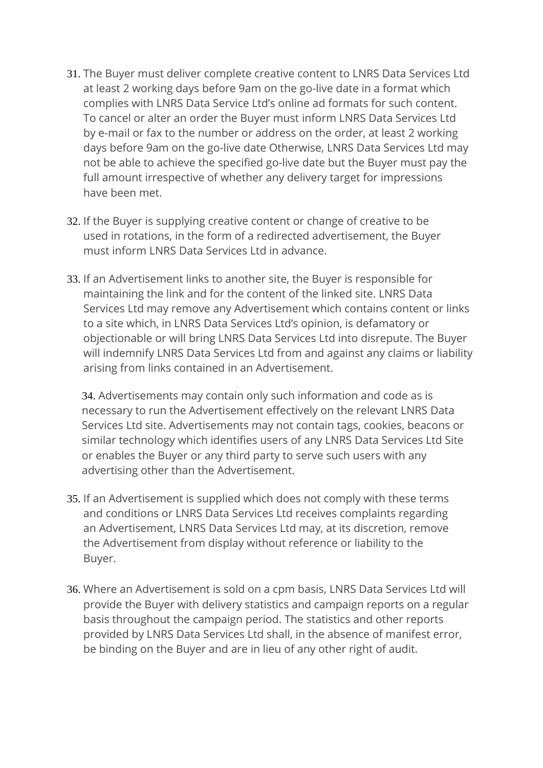31. The Buyer must deliver complete creative content to LNRS Data Services Ltd at least 2 working days before 9am on the go-live date in a format which complies with LNRS Data Service Ltd's online ad formats for such content. To cancel or alter an order the Buyer must inform LNRS Data Services Ltd by e-mail or fax to the number or address on the order, at least 2 working days before 9am on the go-live date Otherwise, LNRS Data Services Ltd may not be able to achieve the specified go-live date but the Buyer must pay the full amount irrespective of whether any delivery target for impressions have been met.

32. If the Buyer is supplying creative content or change of creative to be used in rotations, in the form of a redirected advertisement, the Buyer must inform LNRS Data Services Ltd in advance.

33. If an Advertisement links to another site, the Buyer is responsible for maintaining the link and for the content of the linked site. LNRS Data Services Ltd may remove any Advertisement which contains content or links to a site which, in LNRS Data Services Ltd's opinion, is defamatory or objectionable or will bring LNRS Data Services Ltd into disrepute. The Buyer will indemnify LNRS Data Services Ltd from and against any claims or liability arising from links contained in an Advertisement.

34. Advertisements may contain only such information and code as is necessary to run the Advertisement effectively on the relevant LNRS Data Services Ltd site. Advertisements may not contain tags, cookies, beacons or similar technology which identifies users of any LNRS Data Services Ltd Site or enables the Buyer or any third party to serve such users with any advertising other than the Advertisement.

35. If an Advertisement is supplied which does not comply with these terms and conditions or LNRS Data Services Ltd receives complaints regarding an Advertisement, LNRS Data Services Ltd may, at its discretion, remove the Advertisement from display without reference or liability to the Buyer.

36. Where an Advertisement is sold on a cpm basis, LNRS Data Services Ltd will provide the Buyer with delivery statistics and campaign reports on a regular basis throughout the campaign period. The statistics and other reports provided by LNRS Data Services Ltd shall, in the absence of manifest error, be binding on the Buyer and are in lieu of any other right of audit.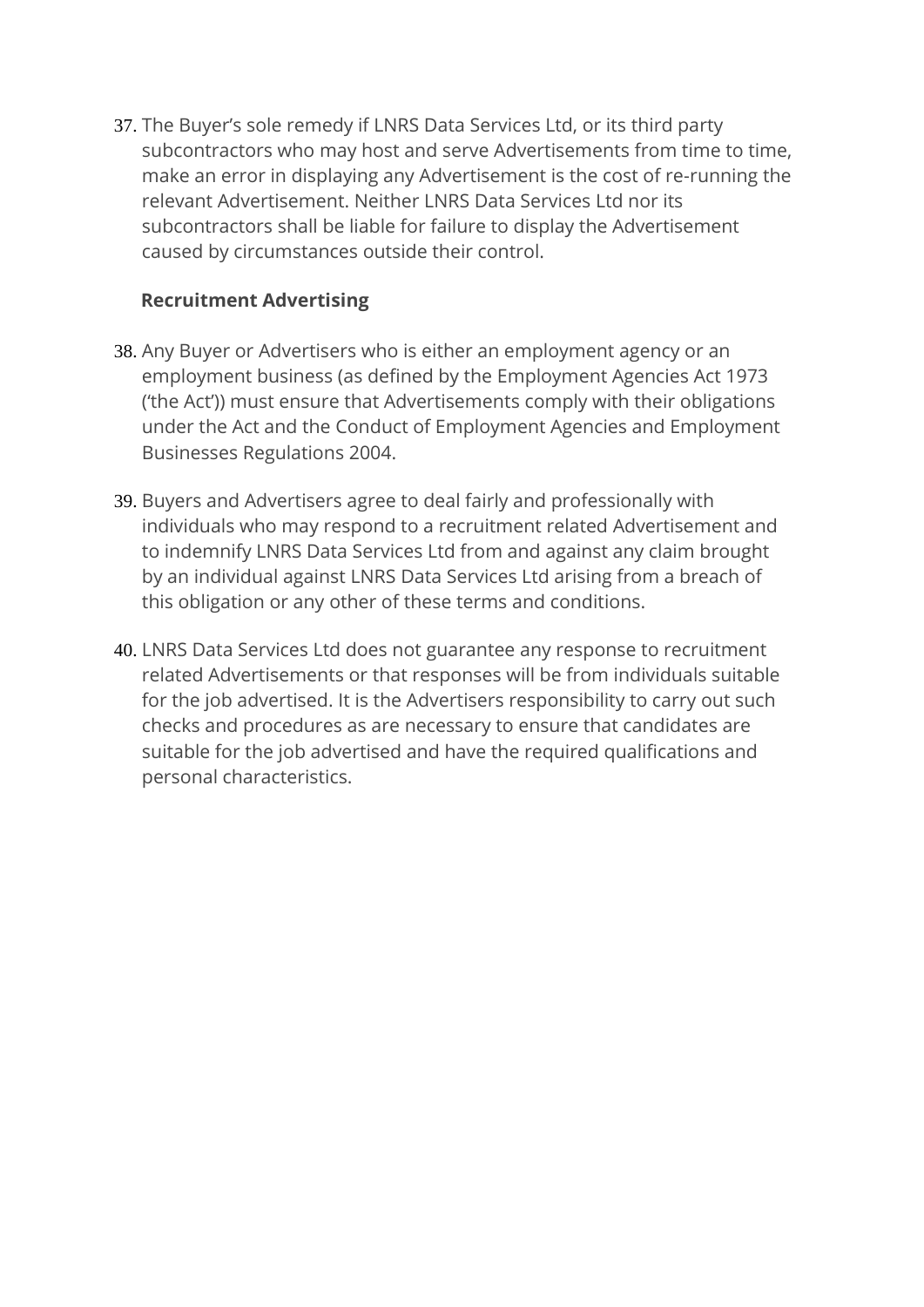37. The Buyer's sole remedy if LNRS Data Services Ltd, or its third party subcontractors who may host and serve Advertisements from time to time, make an error in displaying any Advertisement is the cost of re-running the relevant Advertisement. Neither LNRS Data Services Ltd nor its subcontractors shall be liable for failure to display the Advertisement caused by circumstances outside their control.

**Recruitment Advertising**

38. Any Buyer or Advertisers who is either an employment agency or an employment business (as defined by the Employment Agencies Act 1973 ('the Act')) must ensure that Advertisements comply with their obligations under the Act and the Conduct of Employment Agencies and Employment Businesses Regulations 2004.

39. Buyers and Advertisers agree to deal fairly and professionally with individuals who may respond to a recruitment related Advertisement and to indemnify LNRS Data Services Ltd from and against any claim brought by an individual against LNRS Data Services Ltd arising from a breach of this obligation or any other of these terms and conditions.

40. LNRS Data Services Ltd does not guarantee any response to recruitment related Advertisements or that responses will be from individuals suitable for the job advertised. It is the Advertisers responsibility to carry out such checks and procedures as are necessary to ensure that candidates are suitable for the job advertised and have the required qualifications and personal characteristics.